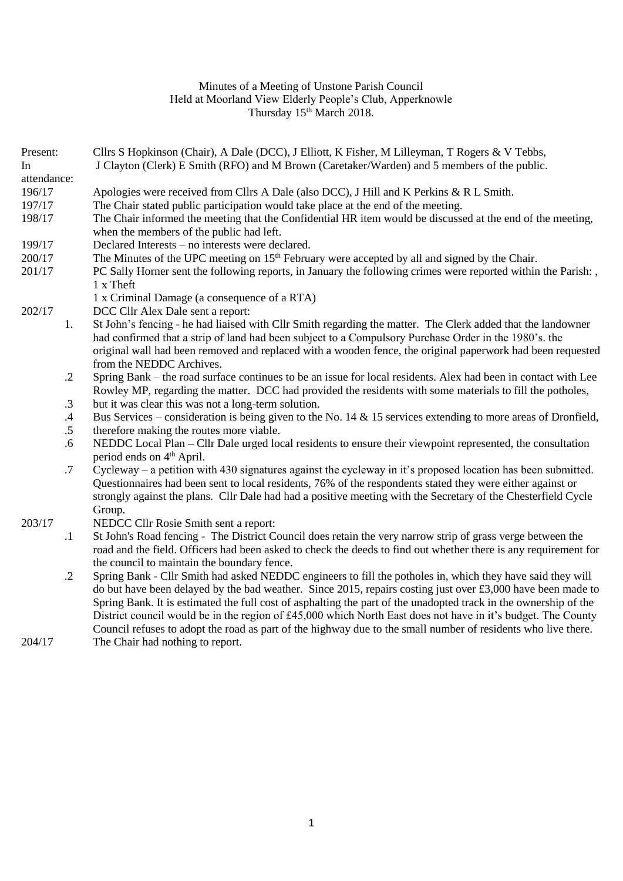Minutes of a Meeting of Unstone Parish Council
Held at Moorland View Elderly People's Club, Apperknowle
Thursday 15th March 2018.

Present: Cllrs S Hopkinson (Chair), A Dale (DCC), J Elliott, K Fisher, M Lilleyman, T Rogers & V Tebbs,

In attendance: J Clayton (Clerk) E Smith (RFO) and M Brown (Caretaker/Warden) and 5 members of the public.

196/17 Apologies were received from Cllrs A Dale (also DCC), J Hill and K Perkins & R L Smith.

197/17 The Chair stated public participation would take place at the end of the meeting.

198/17 The Chair informed the meeting that the Confidential HR item would be discussed at the end of the meeting, when the members of the public had left.

199/17 Declared Interests – no interests were declared.

200/17 The Minutes of the UPC meeting on 15th February were accepted by all and signed by the Chair.

201/17 PC Sally Horner sent the following reports, in January the following crimes were reported within the Parish: ,
1 x Theft
1 x Criminal Damage (a consequence of a RTA)

202/17 DCC Cllr Alex Dale sent a report:

1. St John's fencing - he had liaised with Cllr Smith regarding the matter. The Clerk added that the landowner had confirmed that a strip of land had been subject to a Compulsory Purchase Order in the 1980's. the original wall had been removed and replaced with a wooden fence, the original paperwork had been requested from the NEDDC Archives.

.2 Spring Bank – the road surface continues to be an issue for local residents. Alex had been in contact with Lee Rowley MP, regarding the matter. DCC had provided the residents with some materials to fill the potholes,

.3 but it was clear this was not a long-term solution.

.4 Bus Services – consideration is being given to the No. 14 & 15 services extending to more areas of Dronfield,

.5 therefore making the routes more viable.

.6 NEDDC Local Plan – Cllr Dale urged local residents to ensure their viewpoint represented, the consultation period ends on 4th April.

.7 Cycleway – a petition with 430 signatures against the cycleway in it's proposed location has been submitted. Questionnaires had been sent to local residents, 76% of the respondents stated they were either against or strongly against the plans. Cllr Dale had had a positive meeting with the Secretary of the Chesterfield Cycle Group.

203/17 NEDCC Cllr Rosie Smith sent a report:

.1 St John's Road fencing - The District Council does retain the very narrow strip of grass verge between the road and the field. Officers had been asked to check the deeds to find out whether there is any requirement for the council to maintain the boundary fence.

.2 Spring Bank - Cllr Smith had asked NEDDC engineers to fill the potholes in, which they have said they will do but have been delayed by the bad weather. Since 2015, repairs costing just over £3,000 have been made to Spring Bank. It is estimated the full cost of asphalting the part of the unadopted track in the ownership of the District council would be in the region of £45,000 which North East does not have in it's budget. The County Council refuses to adopt the road as part of the highway due to the small number of residents who live there.

204/17 The Chair had nothing to report.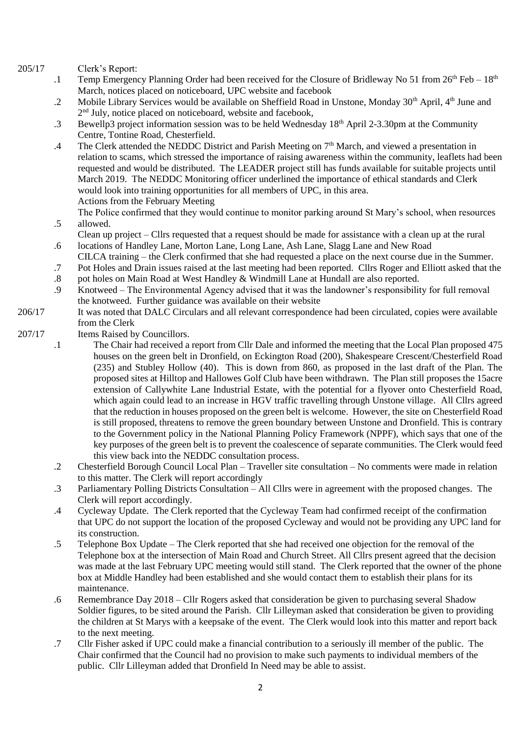205/17 Clerk's Report:

.1 Temp Emergency Planning Order had been received for the Closure of Bridleway No 51 from 26th Feb – 18th March, notices placed on noticeboard, UPC website and facebook

.2 Mobile Library Services would be available on Sheffield Road in Unstone, Monday 30th April, 4th June and 2nd July, notice placed on noticeboard, website and facebook,

.3 Bewellp3 project information session was to be held Wednesday 18th April 2-3.30pm at the Community Centre, Tontine Road, Chesterfield.

.4 The Clerk attended the NEDDC District and Parish Meeting on 7th March, and viewed a presentation in relation to scams, which stressed the importance of raising awareness within the community, leaflets had been requested and would be distributed. The LEADER project still has funds available for suitable projects until March 2019. The NEDDC Monitoring officer underlined the importance of ethical standards and Clerk would look into training opportunities for all members of UPC, in this area.

Actions from the February Meeting

.5 The Police confirmed that they would continue to monitor parking around St Mary's school, when resources allowed.

.6 Clean up project – Cllrs requested that a request should be made for assistance with a clean up at the rural locations of Handley Lane, Morton Lane, Long Lane, Ash Lane, Slagg Lane and New Road

.7 CILCA training – the Clerk confirmed that she had requested a place on the next course due in the Summer.

.8 Pot Holes and Drain issues raised at the last meeting had been reported. Cllrs Roger and Elliott asked that the pot holes on Main Road at West Handley & Windmill Lane at Hundall are also reported.

.9 Knotweed – The Environmental Agency advised that it was the landowner's responsibility for full removal the knotweed. Further guidance was available on their website

206/17 It was noted that DALC Circulars and all relevant correspondence had been circulated, copies were available from the Clerk

207/17 Items Raised by Councillors.

.1 The Chair had received a report from Cllr Dale and informed the meeting that the Local Plan proposed 475 houses on the green belt in Dronfield, on Eckington Road (200), Shakespeare Crescent/Chesterfield Road (235) and Stubley Hollow (40). This is down from 860, as proposed in the last draft of the Plan. The proposed sites at Hilltop and Hallowes Golf Club have been withdrawn. The Plan still proposes the 15acre extension of Callywhite Lane Industrial Estate, with the potential for a flyover onto Chesterfield Road, which again could lead to an increase in HGV traffic travelling through Unstone village. All Cllrs agreed that the reduction in houses proposed on the green belt is welcome. However, the site on Chesterfield Road is still proposed, threatens to remove the green boundary between Unstone and Dronfield. This is contrary to the Government policy in the National Planning Policy Framework (NPPF), which says that one of the key purposes of the green belt is to prevent the coalescence of separate communities. The Clerk would feed this view back into the NEDDC consultation process.

.2 Chesterfield Borough Council Local Plan – Traveller site consultation – No comments were made in relation to this matter. The Clerk will report accordingly

.3 Parliamentary Polling Districts Consultation – All Cllrs were in agreement with the proposed changes. The Clerk will report accordingly.

.4 Cycleway Update. The Clerk reported that the Cycleway Team had confirmed receipt of the confirmation that UPC do not support the location of the proposed Cycleway and would not be providing any UPC land for its construction.

.5 Telephone Box Update – The Clerk reported that she had received one objection for the removal of the Telephone box at the intersection of Main Road and Church Street. All Cllrs present agreed that the decision was made at the last February UPC meeting would still stand. The Clerk reported that the owner of the phone box at Middle Handley had been established and she would contact them to establish their plans for its maintenance.

.6 Remembrance Day 2018 – Cllr Rogers asked that consideration be given to purchasing several Shadow Soldier figures, to be sited around the Parish. Cllr Lilleyman asked that consideration be given to providing the children at St Marys with a keepsake of the event. The Clerk would look into this matter and report back to the next meeting.

.7 Cllr Fisher asked if UPC could make a financial contribution to a seriously ill member of the public. The Chair confirmed that the Council had no provision to make such payments to individual members of the public. Cllr Lilleyman added that Dronfield In Need may be able to assist.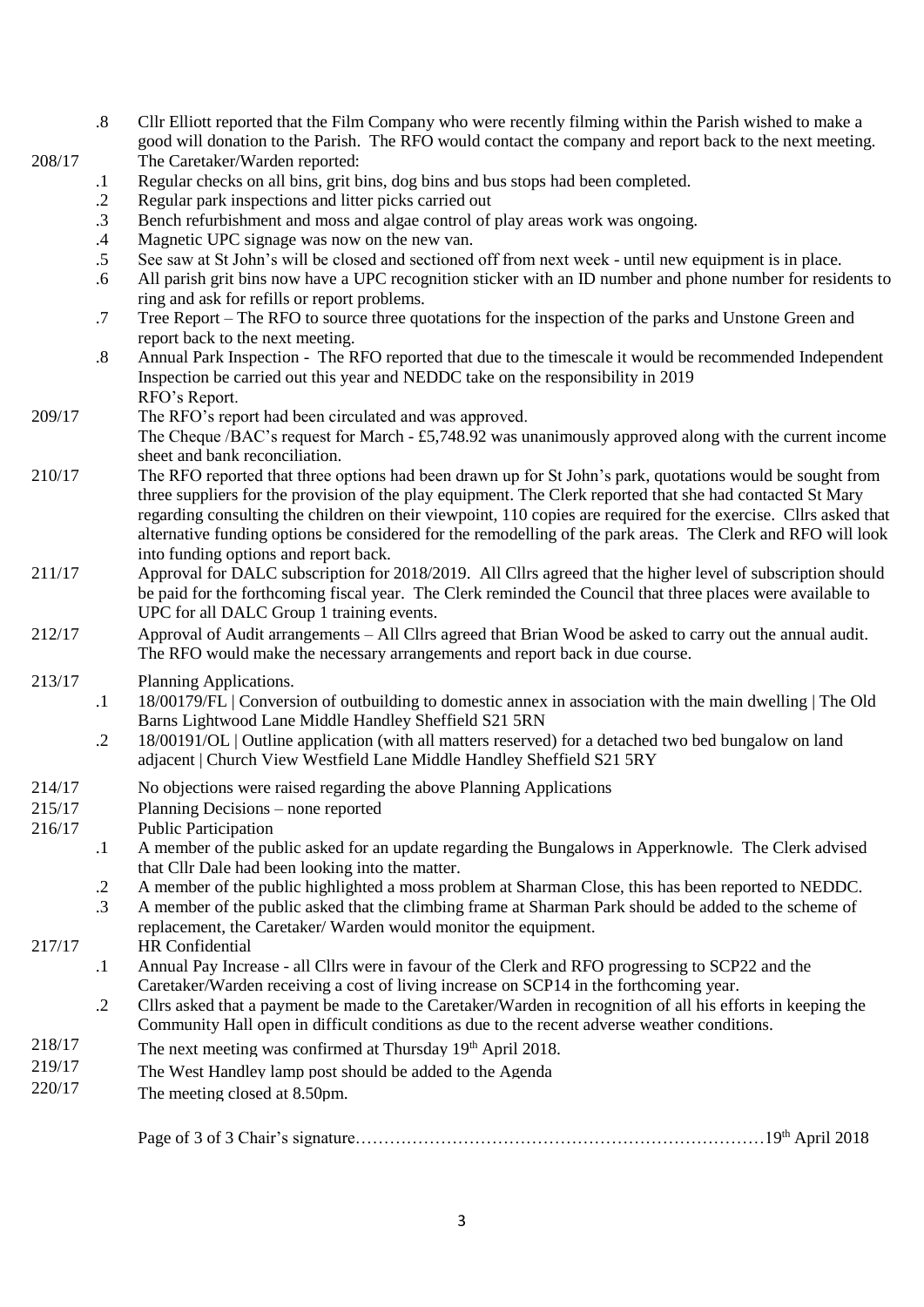.8 Cllr Elliott reported that the Film Company who were recently filming within the Parish wished to make a good will donation to the Parish. The RFO would contact the company and report back to the next meeting.

208/17 The Caretaker/Warden reported:

.1 Regular checks on all bins, grit bins, dog bins and bus stops had been completed.

.2 Regular park inspections and litter picks carried out

.3 Bench refurbishment and moss and algae control of play areas work was ongoing.

.4 Magnetic UPC signage was now on the new van.

.5 See saw at St John's will be closed and sectioned off from next week - until new equipment is in place.

.6 All parish grit bins now have a UPC recognition sticker with an ID number and phone number for residents to ring and ask for refills or report problems.

.7 Tree Report – The RFO to source three quotations for the inspection of the parks and Unstone Green and report back to the next meeting.

.8 Annual Park Inspection - The RFO reported that due to the timescale it would be recommended Independent Inspection be carried out this year and NEDDC take on the responsibility in 2019

RFO's Report.

209/17 The RFO's report had been circulated and was approved.

The Cheque /BAC's request for March - £5,748.92 was unanimously approved along with the current income sheet and bank reconciliation.

210/17 The RFO reported that three options had been drawn up for St John's park, quotations would be sought from three suppliers for the provision of the play equipment. The Clerk reported that she had contacted St Mary regarding consulting the children on their viewpoint, 110 copies are required for the exercise. Cllrs asked that alternative funding options be considered for the remodelling of the park areas. The Clerk and RFO will look into funding options and report back.

211/17 Approval for DALC subscription for 2018/2019. All Cllrs agreed that the higher level of subscription should be paid for the forthcoming fiscal year. The Clerk reminded the Council that three places were available to UPC for all DALC Group 1 training events.

212/17 Approval of Audit arrangements – All Cllrs agreed that Brian Wood be asked to carry out the annual audit. The RFO would make the necessary arrangements and report back in due course.

213/17 Planning Applications.

.1 18/00179/FL | Conversion of outbuilding to domestic annex in association with the main dwelling | The Old Barns Lightwood Lane Middle Handley Sheffield S21 5RN

.2 18/00191/OL | Outline application (with all matters reserved) for a detached two bed bungalow on land adjacent | Church View Westfield Lane Middle Handley Sheffield S21 5RY

214/17 No objections were raised regarding the above Planning Applications

215/17 Planning Decisions – none reported

216/17 Public Participation

.1 A member of the public asked for an update regarding the Bungalows in Apperknowle. The Clerk advised that Cllr Dale had been looking into the matter.

.2 A member of the public highlighted a moss problem at Sharman Close, this has been reported to NEDDC.

.3 A member of the public asked that the climbing frame at Sharman Park should be added to the scheme of replacement, the Caretaker/ Warden would monitor the equipment.

217/17 HR Confidential

.1 Annual Pay Increase - all Cllrs were in favour of the Clerk and RFO progressing to SCP22 and the Caretaker/Warden receiving a cost of living increase on SCP14 in the forthcoming year.

.2 Cllrs asked that a payment be made to the Caretaker/Warden in recognition of all his efforts in keeping the Community Hall open in difficult conditions as due to the recent adverse weather conditions.

218/17 The next meeting was confirmed at Thursday 19th April 2018.

219/17 The West Handley lamp post should be added to the Agenda

220/17 The meeting closed at 8.50pm.

Page of 3 of 3 Chair's signature………………………………………………………………19th April 2018